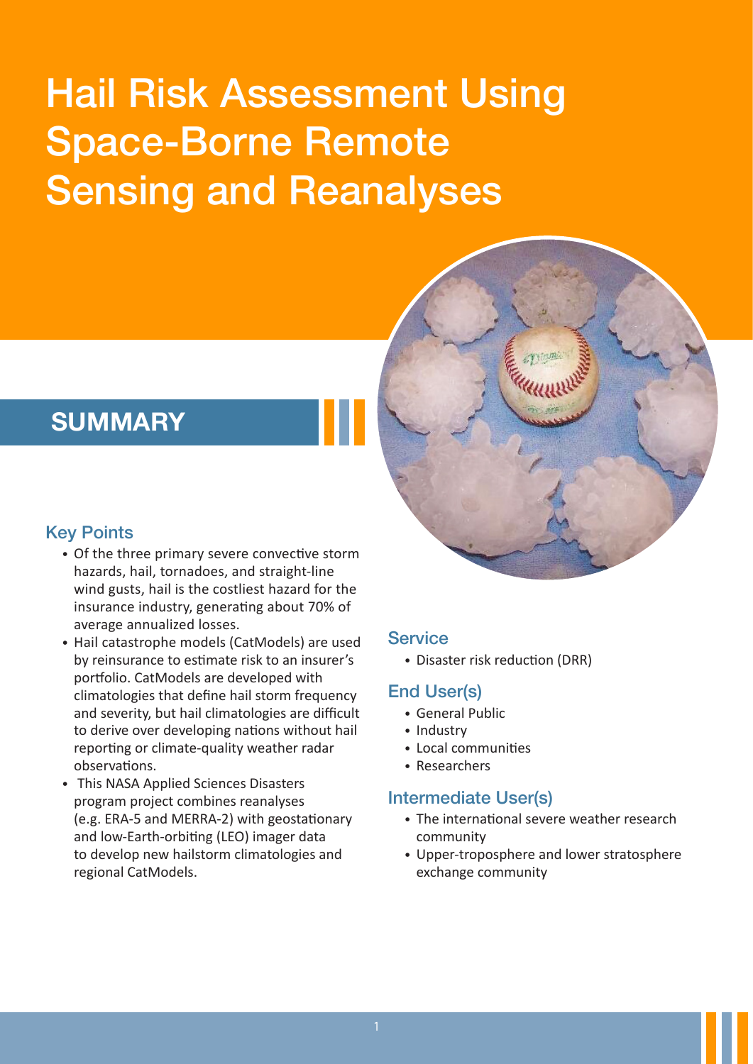# Hail Risk Assessment Using Space-Borne Remote Sensing and Reanalyses

## SUMMARY

### Key Points

- Of the three primary severe convective storm hazards, hail, tornadoes, and straight-line wind gusts, hail is the costliest hazard for the insurance industry, generating about 70% of average annualized losses.
- Hail catastrophe models (CatModels) are used by reinsurance to estimate risk to an insurer's portfolio. CatModels are developed with climatologies that define hail storm frequency and severity, but hail climatologies are difficult to derive over developing nations without hail reporting or climate-quality weather radar observations.
- This NASA Applied Sciences Disasters program project combines reanalyses (e.g. ERA-5 and MERRA-2) with geostationary and low-Earth-orbiting (LEO) imager data to develop new hailstorm climatologies and regional CatModels.

### Service

- Disaster risk reduction (DRR)

### End User(s)

- General Public
- Industry
- Local communities
- Researchers

### Intermediate User(s)

- The international severe weather research community
- Upper-troposphere and lower stratosphere exchange community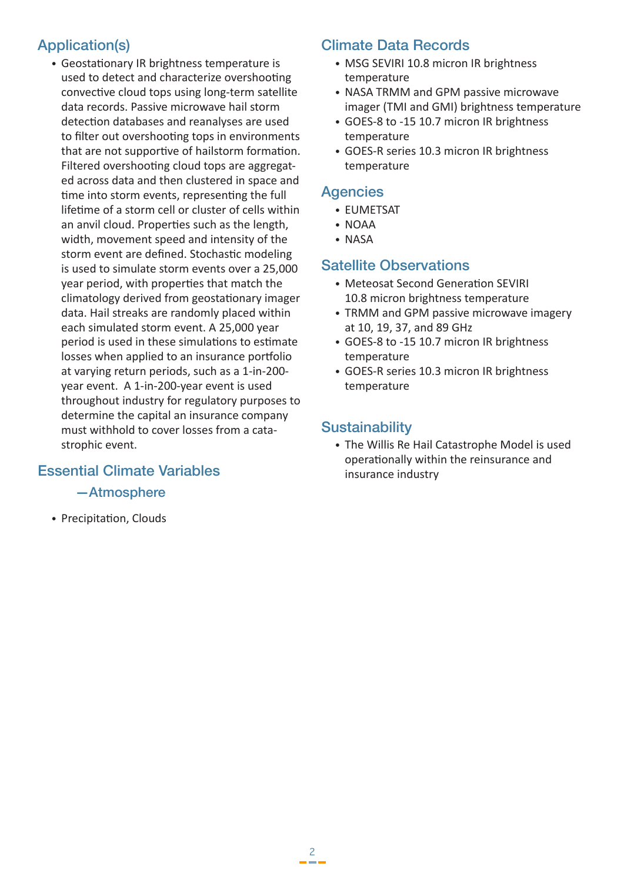## Application(s)

- Geostationary IR brightness temperature is used to detect and characterize overshooting convective cloud tops using long-term satellite data records. Passive microwave hail storm detection databases and reanalyses are used to filter out overshooting tops in environments that are not supportive of hailstorm formation. Filtered overshooting cloud tops are aggregated across data and then clustered in space and time into storm events, representing the full lifetime of a storm cell or cluster of cells within an anvil cloud. Properties such as the length, width, movement speed and intensity of the storm event are defined. Stochastic modeling is used to simulate storm events over a 25,000 year period, with properties that match the climatology derived from geostationary imager data. Hail streaks are randomly placed within each simulated storm event. A 25,000 year period is used in these simulations to estimate losses when applied to an insurance portfolio at varying return periods, such as a 1-in-200-year event. A 1-in-200-year event is used throughout industry for regulatory purposes to determine the capital an insurance company must withhold to cover losses from a catastrophic event.

## Essential Climate Variables

### —Atmosphere

- Precipitation, Clouds

## Climate Data Records

- MSG SEVIRI 10.8 micron IR brightness temperature
- NASA TRMM and GPM passive microwave imager (TMI and GMI) brightness temperature
- GOES-8 to -15 10.7 micron IR brightness temperature
- GOES-R series 10.3 micron IR brightness temperature

## Agencies

- EUMETSAT
- NOAA
- NASA

## Satellite Observations

- Meteosat Second Generation SEVIRI 10.8 micron brightness temperature
- TRMM and GPM passive microwave imagery at 10, 19, 37, and 89 GHz
- GOES-8 to -15 10.7 micron IR brightness temperature
- GOES-R series 10.3 micron IR brightness temperature

## Sustainability

- The Willis Re Hail Catastrophe Model is used operationally within the reinsurance and insurance industry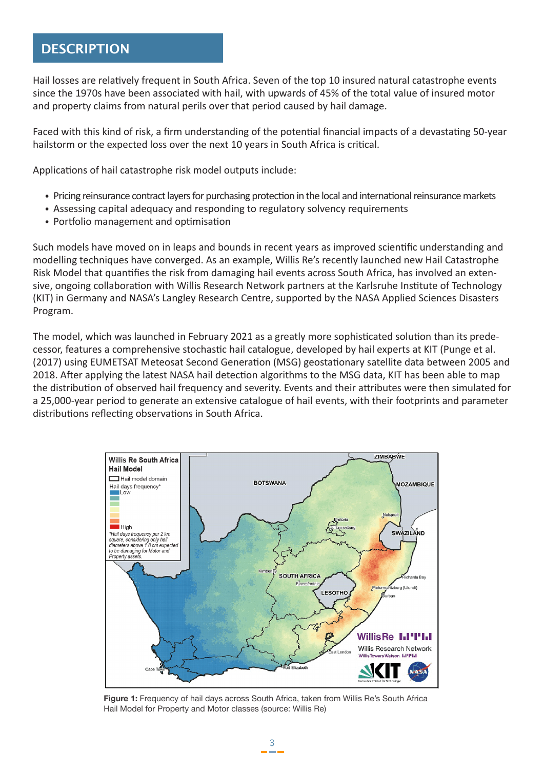## DESCRIPTION

Hail losses are relatively frequent in South Africa. Seven of the top 10 insured natural catastrophe events since the 1970s have been associated with hail, with upwards of 45% of the total value of insured motor and property claims from natural perils over that period caused by hail damage.

Faced with this kind of risk, a firm understanding of the potential financial impacts of a devastating 50-year hailstorm or the expected loss over the next 10 years in South Africa is critical.

Applications of hail catastrophe risk model outputs include:

- Pricing reinsurance contract layers for purchasing protection in the local and international reinsurance markets
- Assessing capital adequacy and responding to regulatory solvency requirements
- Portfolio management and optimisation

Such models have moved on in leaps and bounds in recent years as improved scientific understanding and modelling techniques have converged. As an example, Willis Re's recently launched new Hail Catastrophe Risk Model that quantifies the risk from damaging hail events across South Africa, has involved an extensive, ongoing collaboration with Willis Research Network partners at the Karlsruhe Institute of Technology (KIT) in Germany and NASA's Langley Research Centre, supported by the NASA Applied Sciences Disasters Program.

The model, which was launched in February 2021 as a greatly more sophisticated solution than its predecessor, features a comprehensive stochastic hail catalogue, developed by hail experts at KIT (Punge et al. (2017) using EUMETSAT Meteosat Second Generation (MSG) geostationary satellite data between 2005 and 2018. After applying the latest NASA hail detection algorithms to the MSG data, KIT has been able to map the distribution of observed hail frequency and severity. Events and their attributes were then simulated for a 25,000-year period to generate an extensive catalogue of hail events, with their footprints and parameter distributions reflecting observations in South Africa.

**Figure 1:** Frequency of hail days across South Africa, taken from Willis Re's South Africa Hail Model for Property and Motor classes (source: Willis Re)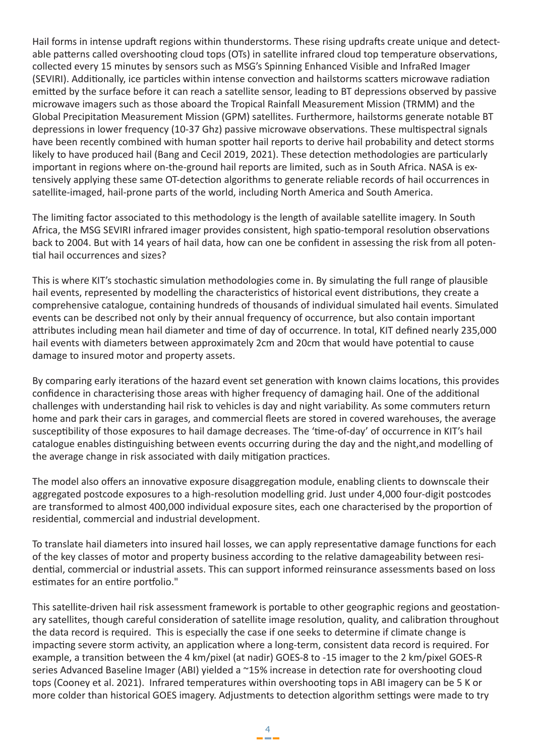Hail forms in intense updraft regions within thunderstorms. These rising updrafts create unique and detectable patterns called overshooting cloud tops (OTs) in satellite infrared cloud top temperature observations, collected every 15 minutes by sensors such as MSG's Spinning Enhanced Visible and InfraRed Imager (SEVIRI). Additionally, ice particles within intense convection and hailstorms scatters microwave radiation emitted by the surface before it can reach a satellite sensor, leading to BT depressions observed by passive microwave imagers such as those aboard the Tropical Rainfall Measurement Mission (TRMM) and the Global Precipitation Measurement Mission (GPM) satellites. Furthermore, hailstorms generate notable BT depressions in lower frequency (10-37 Ghz) passive microwave observations. These multispectral signals have been recently combined with human spotter hail reports to derive hail probability and detect storms likely to have produced hail (Bang and Cecil 2019, 2021). These detection methodologies are particularly important in regions where on-the-ground hail reports are limited, such as in South Africa. NASA is extensively applying these same OT-detection algorithms to generate reliable records of hail occurrences in satellite-imaged, hail-prone parts of the world, including North America and South America.

The limiting factor associated to this methodology is the length of available satellite imagery. In South Africa, the MSG SEVIRI infrared imager provides consistent, high spatio-temporal resolution observations back to 2004. But with 14 years of hail data, how can one be confident in assessing the risk from all potential hail occurrences and sizes?

This is where KIT's stochastic simulation methodologies come in. By simulating the full range of plausible hail events, represented by modelling the characteristics of historical event distributions, they create a comprehensive catalogue, containing hundreds of thousands of individual simulated hail events. Simulated events can be described not only by their annual frequency of occurrence, but also contain important attributes including mean hail diameter and time of day of occurrence. In total, KIT defined nearly 235,000 hail events with diameters between approximately 2cm and 20cm that would have potential to cause damage to insured motor and property assets.

By comparing early iterations of the hazard event set generation with known claims locations, this provides confidence in characterising those areas with higher frequency of damaging hail. One of the additional challenges with understanding hail risk to vehicles is day and night variability. As some commuters return home and park their cars in garages, and commercial fleets are stored in covered warehouses, the average susceptibility of those exposures to hail damage decreases. The 'time-of-day' of occurrence in KIT's hail catalogue enables distinguishing between events occurring during the day and the night,and modelling of the average change in risk associated with daily mitigation practices.

The model also offers an innovative exposure disaggregation module, enabling clients to downscale their aggregated postcode exposures to a high-resolution modelling grid. Just under 4,000 four-digit postcodes are transformed to almost 400,000 individual exposure sites, each one characterised by the proportion of residential, commercial and industrial development.

To translate hail diameters into insured hail losses, we can apply representative damage functions for each of the key classes of motor and property business according to the relative damageability between residential, commercial or industrial assets. This can support informed reinsurance assessments based on loss estimates for an entire portfolio."

This satellite-driven hail risk assessment framework is portable to other geographic regions and geostationary satellites, though careful consideration of satellite image resolution, quality, and calibration throughout the data record is required. This is especially the case if one seeks to determine if climate change is impacting severe storm activity, an application where a long-term, consistent data record is required. For example, a transition between the 4 km/pixel (at nadir) GOES-8 to -15 imager to the 2 km/pixel GOES-R series Advanced Baseline Imager (ABI) yielded a ~15% increase in detection rate for overshooting cloud tops (Cooney et al. 2021). Infrared temperatures within overshooting tops in ABI imagery can be 5 K or more colder than historical GOES imagery. Adjustments to detection algorithm settings were made to try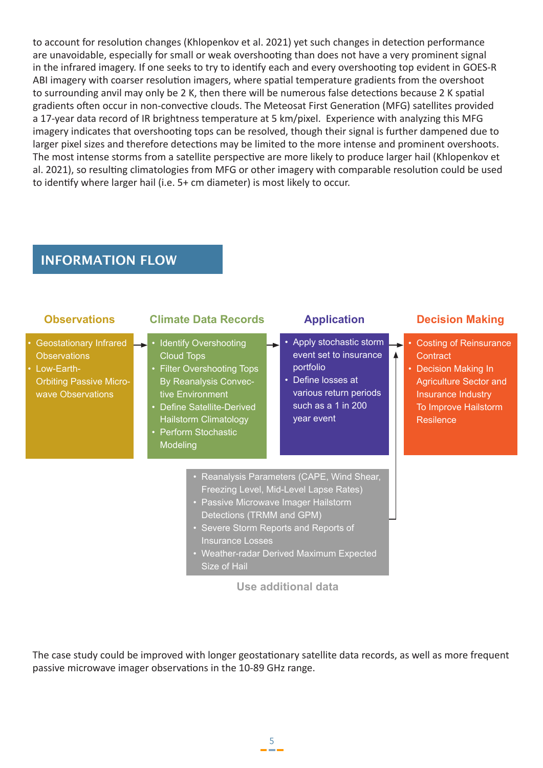to account for resolution changes (Khlopenkov et al. 2021) yet such changes in detection performance are unavoidable, especially for small or weak overshooting than does not have a very prominent signal in the infrared imagery. If one seeks to try to identify each and every overshooting top evident in GOES-R ABI imagery with coarser resolution imagers, where spatial temperature gradients from the overshoot to surrounding anvil may only be 2 K, then there will be numerous false detections because 2 K spatial gradients often occur in non-convective clouds. The Meteosat First Generation (MFG) satellites provided a 17-year data record of IR brightness temperature at 5 km/pixel. Experience with analyzing this MFG imagery indicates that overshooting tops can be resolved, though their signal is further dampened due to larger pixel sizes and therefore detections may be limited to the more intense and prominent overshoots. The most intense storms from a satellite perspective are more likely to produce larger hail (Khlopenkov et al. 2021), so resulting climatologies from MFG or other imagery with comparable resolution could be used to identify where larger hail (i.e. 5+ cm diameter) is most likely to occur.

## INFORMATION FLOW

**Observations**

- Geostationary Infrared Observations
- Low-Earth-Orbiting Passive Microwave Observations

→ **Climate Data Records**

- Identify Overshooting Cloud Tops
- Filter Overshooting Tops By Reanalysis Convective Environment
- Define Satellite-Derived Hailstorm Climatology
- Perform Stochastic Modeling

→ **Application**

- Apply stochastic storm event set to insurance portfolio
- Define losses at various return periods such as a 1 in 200 year event

→ **Decision Making**

- Costing of Reinsurance Contract
- Decision Making In Agriculture Sector and Insurance Industry To Improve Hailstorm Resilence

**Use additional data**

- Reanalysis Parameters (CAPE, Wind Shear, Freezing Level, Mid-Level Lapse Rates)
- Passive Microwave Imager Hailstorm Detections (TRMM and GPM)
- Severe Storm Reports and Reports of Insurance Losses
- Weather-radar Derived Maximum Expected Size of Hail

The case study could be improved with longer geostationary satellite data records, as well as more frequent passive microwave imager observations in the 10-89 GHz range.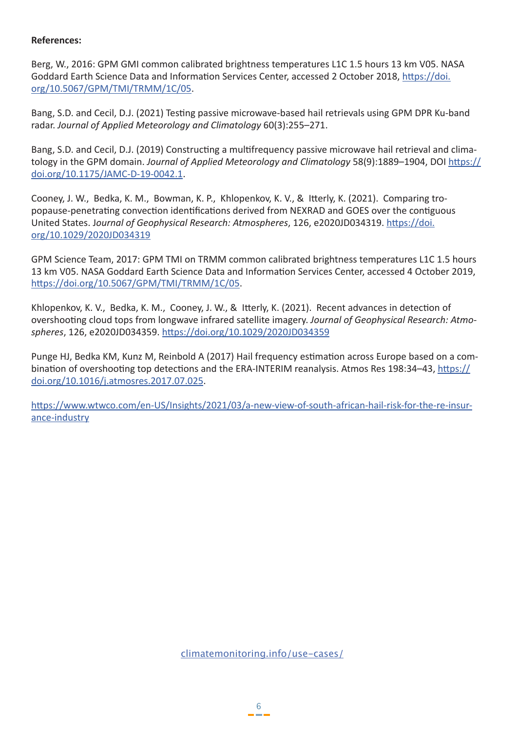**References:**

Berg, W., 2016: GPM GMI common calibrated brightness temperatures L1C 1.5 hours 13 km V05. NASA Goddard Earth Science Data and Information Services Center, accessed 2 October 2018, https://doi.org/10.5067/GPM/TMI/TRMM/1C/05.

Bang, S.D. and Cecil, D.J. (2021) Testing passive microwave-based hail retrievals using GPM DPR Ku-band radar. *Journal of Applied Meteorology and Climatology* 60(3):255–271.

Bang, S.D. and Cecil, D.J. (2019) Constructing a multifrequency passive microwave hail retrieval and climatology in the GPM domain. *Journal of Applied Meteorology and Climatology* 58(9):1889–1904, DOI https://doi.org/10.1175/JAMC-D-19-0042.1.

Cooney, J. W., Bedka, K. M., Bowman, K. P., Khlopenkov, K. V., & Itterly, K. (2021). Comparing tropopause-penetrating convection identifications derived from NEXRAD and GOES over the contiguous United States. *Journal of Geophysical Research: Atmospheres*, 126, e2020JD034319. https://doi.org/10.1029/2020JD034319

GPM Science Team, 2017: GPM TMI on TRMM common calibrated brightness temperatures L1C 1.5 hours 13 km V05. NASA Goddard Earth Science Data and Information Services Center, accessed 4 October 2019, https://doi.org/10.5067/GPM/TMI/TRMM/1C/05.

Khlopenkov, K. V., Bedka, K. M., Cooney, J. W., & Itterly, K. (2021). Recent advances in detection of overshooting cloud tops from longwave infrared satellite imagery. *Journal of Geophysical Research: Atmospheres*, 126, e2020JD034359. https://doi.org/10.1029/2020JD034359

Punge HJ, Bedka KM, Kunz M, Reinbold A (2017) Hail frequency estimation across Europe based on a combination of overshooting top detections and the ERA-INTERIM reanalysis. Atmos Res 198:34–43, https://doi.org/10.1016/j.atmosres.2017.07.025.

https://www.wtwco.com/en-US/Insights/2021/03/a-new-view-of-south-african-hail-risk-for-the-re-insurance-industry

climatemonitoring.info/use-cases/